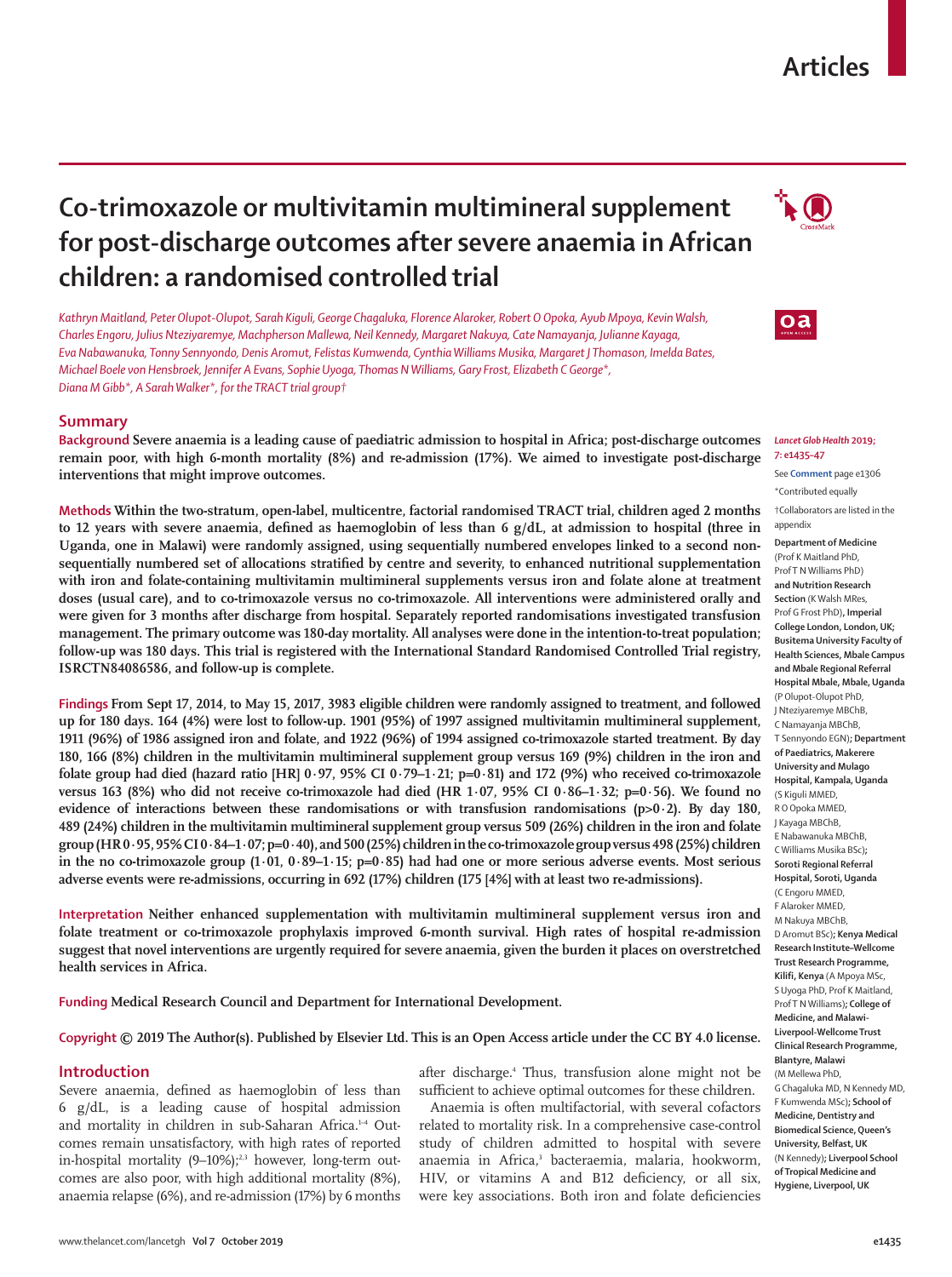Articles

# Co-trimoxazole or multivitamin multimineral supplement for post-discharge outcomes after severe anaemia in African children: a randomised controlled trial

*Kathryn Maitland, Peter Olupot-Olupot, Sarah Kiguli, George Chagaluka, Florence Alaroker, Robert O Opoka, Ayub Mpoya, Kevin Walsh, Charles Engoru, Julius Nteziyaremye, Machpherson Mallewa, Neil Kennedy, Margaret Nakuya, Cate Namayanja, Julianne Kayaga, Eva Nabawanuka, Tonny Sennyondo, Denis Aromut, Felistas Kumwenda, Cynthia Williams Musika, Margaret J Thomason, Imelda Bates, Michael Boele von Hensbroek, Jennifer A Evans, Sophie Uyoga, Thomas N Williams, Gary Frost, Elizabeth C George\*, Diana M Gibb\*, A Sarah Walker\*, for the TRACT trial group†*

## Summary

**Background** Severe anaemia is a leading cause of paediatric admission to hospital in Africa; post-discharge outcomes remain poor, with high 6-month mortality (8%) and re-admission (17%). We aimed to investigate post-discharge interventions that might improve outcomes.

**Methods** Within the two-stratum, open-label, multicentre, factorial randomised TRACT trial, children aged 2 months to 12 years with severe anaemia, defined as haemoglobin of less than 6 g/dL, at admission to hospital (three in Uganda, one in Malawi) were randomly assigned, using sequentially numbered envelopes linked to a second non-sequentially numbered set of allocations stratified by centre and severity, to enhanced nutritional supplementation with iron and folate-containing multivitamin multimineral supplements versus iron and folate alone at treatment doses (usual care), and to co-trimoxazole versus no co-trimoxazole. All interventions were administered orally and were given for 3 months after discharge from hospital. Separately reported randomisations investigated transfusion management. The primary outcome was 180-day mortality. All analyses were done in the intention-to-treat population; follow-up was 180 days. This trial is registered with the International Standard Randomised Controlled Trial registry, ISRCTN84086586, and follow-up is complete.

**Findings** From Sept 17, 2014, to May 15, 2017, 3983 eligible children were randomly assigned to treatment, and followed up for 180 days. 164 (4%) were lost to follow-up. 1901 (95%) of 1997 assigned multivitamin multimineral supplement, 1911 (96%) of 1986 assigned iron and folate, and 1922 (96%) of 1994 assigned co-trimoxazole started treatment. By day 180, 166 (8%) children in the multivitamin multimineral supplement group versus 169 (9%) children in the iron and folate group had died (hazard ratio [HR] 0·97, 95% CI 0·79–1·21; p=0·81) and 172 (9%) who received co-trimoxazole versus 163 (8%) who did not receive co-trimoxazole had died (HR 1·07, 95% CI 0·86–1·32; p=0·56). We found no evidence of interactions between these randomisations or with transfusion randomisations (p>0·2). By day 180, 489 (24%) children in the multivitamin multimineral supplement group versus 509 (26%) children in the iron and folate group (HR 0·95, 95% CI 0·84–1·07; p=0·40), and 500 (25%) children in the co-trimoxazole group versus 498 (25%) children in the no co-trimoxazole group (1·01, 0·89–1·15; p=0·85) had had one or more serious adverse events. Most serious adverse events were re-admissions, occurring in 692 (17%) children (175 [4%] with at least two re-admissions).

**Interpretation** Neither enhanced supplementation with multivitamin multimineral supplement versus iron and folate treatment or co-trimoxazole prophylaxis improved 6-month survival. High rates of hospital re-admission suggest that novel interventions are urgently required for severe anaemia, given the burden it places on overstretched health services in Africa.

**Funding** Medical Research Council and Department for International Development.

**Copyright** © 2019 The Author(s). Published by Elsevier Ltd. This is an Open Access article under the CC BY 4.0 license.

*Lancet Glob Health* 2019; 7: e1435–47

See **Comment** page e1306

\*Contributed equally

†Collaborators are listed in the appendix

**Department of Medicine** (Prof K Maitland PhD, Prof T N Williams PhD) **and Nutrition Research Section** (K Walsh MRes, Prof G Frost PhD)**, Imperial College London, London, UK; Busitema University Faculty of Health Sciences, Mbale Campus and Mbale Regional Referral Hospital Mbale, Mbale, Uganda** (P Olupot-Olupot PhD, J Nteziyaremye MBChB, C Namayanja MBChB, T Sennyondo EGN)**; Department of Paediatrics, Makerere University and Mulago Hospital, Kampala, Uganda** (S Kiguli MMED, R O Opoka MMED, J Kayaga MBChB, E Nabawanuka MBChB, C Williams Musika BSc)**; Soroti Regional Referral Hospital, Soroti, Uganda** (C Engoru MMED, F Alaroker MMED, M Nakuya MBChB, D Aromut BSc)**; Kenya Medical Research Institute–Wellcome Trust Research Programme, Kilifi, Kenya** (A Mpoya MSc, S Uyoga PhD, Prof K Maitland, Prof T N Williams)**; College of Medicine, and Malawi-Liverpool-Wellcome Trust Clinical Research Programme, Blantyre, Malawi** (M Mallewa PhD, G Chagaluka MD, N Kennedy MD, F Kumwenda MSc)**; School of Medicine, Dentistry and Biomedical Science, Queen's University, Belfast, UK** (N Kennedy)**; Liverpool School of Tropical Medicine and Hygiene, Liverpool, UK**

## Introduction

Severe anaemia, defined as haemoglobin of less than 6 g/dL, is a leading cause of hospital admission and mortality in children in sub-Saharan Africa.[1–4] Outcomes remain unsatisfactory, with high rates of reported in-hospital mortality (9–10%);[2,3] however, long-term outcomes are also poor, with high additional mortality (8%), anaemia relapse (6%), and re-admission (17%) by 6 months after discharge.[4] Thus, transfusion alone might not be sufficient to achieve optimal outcomes for these children.

Anaemia is often multifactorial, with several cofactors related to mortality risk. In a comprehensive case-control study of children admitted to hospital with severe anaemia in Africa,[3] bacteraemia, malaria, hookworm, HIV, or vitamins A and B12 deficiency, or all six, were key associations. Both iron and folate deficiencies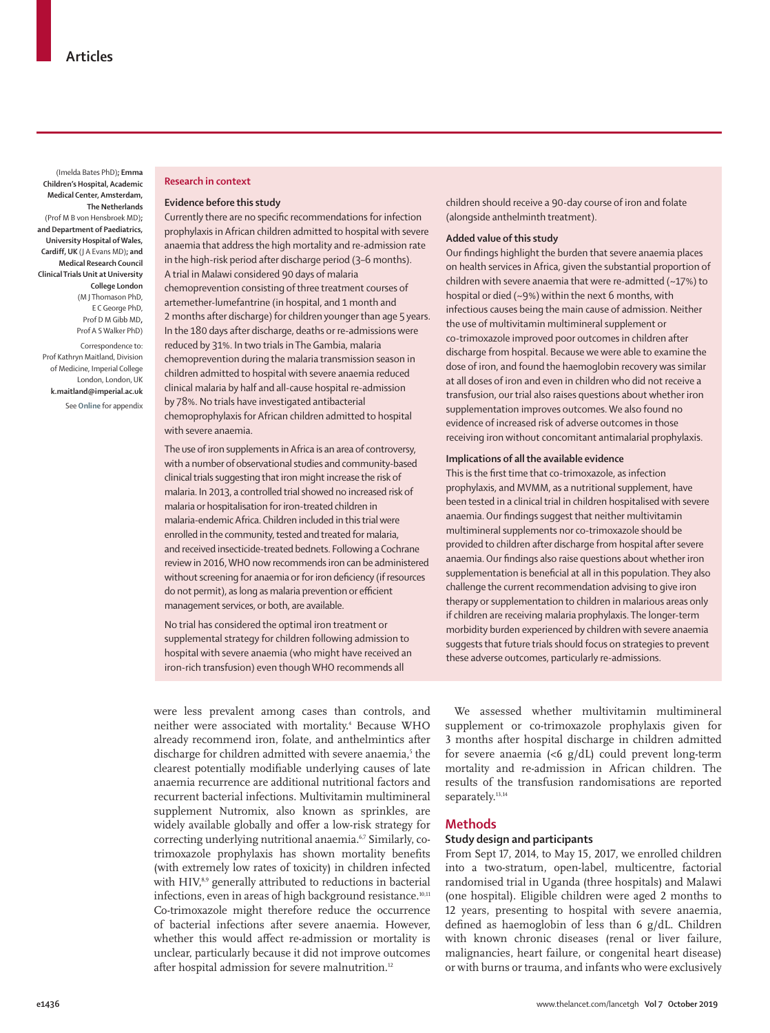(Imelda Bates PhD)**; Emma Children's Hospital, Academic Medical Center, Amsterdam, The Netherlands** (Prof M B von Hensbroek MD)**; and Department of Paediatrics, University Hospital of Wales, Cardiff, UK** (J A Evans MD)**; and Medical Research Council Clinical Trials Unit at University College London** (M J Thomason PhD, E C George PhD, Prof D M Gibb MD, Prof A S Walker PhD)

Correspondence to: Prof Kathryn Maitland, Division of Medicine, Imperial College London, London, UK **k.maitland@imperial.ac.uk**

See **Online** for appendix

## Research in context

### Evidence before this study

Currently there are no specific recommendations for infection prophylaxis in African children admitted to hospital with severe anaemia that address the high mortality and re-admission rate in the high-risk period after discharge period (3–6 months). A trial in Malawi considered 90 days of malaria chemoprevention consisting of three treatment courses of artemether-lumefantrine (in hospital, and 1 month and 2 months after discharge) for children younger than age 5 years. In the 180 days after discharge, deaths or re-admissions were reduced by 31%. In two trials in The Gambia, malaria chemoprevention during the malaria transmission season in children admitted to hospital with severe anaemia reduced clinical malaria by half and all-cause hospital re-admission by 78%. No trials have investigated antibacterial chemoprophylaxis for African children admitted to hospital with severe anaemia.

The use of iron supplements in Africa is an area of controversy, with a number of observational studies and community-based clinical trials suggesting that iron might increase the risk of malaria. In 2013, a controlled trial showed no increased risk of malaria or hospitalisation for iron-treated children in malaria-endemic Africa. Children included in this trial were enrolled in the community, tested and treated for malaria, and received insecticide-treated bednets. Following a Cochrane review in 2016, WHO now recommends iron can be administered without screening for anaemia or for iron deficiency (if resources do not permit), as long as malaria prevention or efficient management services, or both, are available.

No trial has considered the optimal iron treatment or supplemental strategy for children following admission to hospital with severe anaemia (who might have received an iron-rich transfusion) even though WHO recommends all children should receive a 90-day course of iron and folate (alongside anthelminth treatment).

### Added value of this study

Our findings highlight the burden that severe anaemia places on health services in Africa, given the substantial proportion of children with severe anaemia that were re-admitted (~17%) to hospital or died (~9%) within the next 6 months, with infectious causes being the main cause of admission. Neither the use of multivitamin multimineral supplement or co-trimoxazole improved poor outcomes in children after discharge from hospital. Because we were able to examine the dose of iron, and found the haemoglobin recovery was similar at all doses of iron and even in children who did not receive a transfusion, our trial also raises questions about whether iron supplementation improves outcomes. We also found no evidence of increased risk of adverse outcomes in those receiving iron without concomitant antimalarial prophylaxis.

### Implications of all the available evidence

This is the first time that co-trimoxazole, as infection prophylaxis, and MVMM, as a nutritional supplement, have been tested in a clinical trial in children hospitalised with severe anaemia. Our findings suggest that neither multivitamin multimineral supplements nor co-trimoxazole should be provided to children after discharge from hospital after severe anaemia. Our findings also raise questions about whether iron supplementation is beneficial at all in this population. They also challenge the current recommendation advising to give iron therapy or supplementation to children in malarious areas only if children are receiving malaria prophylaxis. The longer-term morbidity burden experienced by children with severe anaemia suggests that future trials should focus on strategies to prevent these adverse outcomes, particularly re-admissions.

were less prevalent among cases than controls, and neither were associated with mortality.[4] Because WHO already recommend iron, folate, and anthelmintics after discharge for children admitted with severe anaemia,[5] the clearest potentially modifiable underlying causes of late anaemia recurrence are additional nutritional factors and recurrent bacterial infections. Multivitamin multimineral supplement Nutromix, also known as sprinkles, are widely available globally and offer a low-risk strategy for correcting underlying nutritional anaemia.[6,7] Similarly, co-trimoxazole prophylaxis has shown mortality benefits (with extremely low rates of toxicity) in children infected with HIV,[8,9] generally attributed to reductions in bacterial infections, even in areas of high background resistance.[10,11] Co-trimoxazole might therefore reduce the occurrence of bacterial infections after severe anaemia. However, whether this would affect re-admission or mortality is unclear, particularly because it did not improve outcomes after hospital admission for severe malnutrition.[12]

We assessed whether multivitamin multimineral supplement or co-trimoxazole prophylaxis given for 3 months after hospital discharge in children admitted for severe anaemia (<6 g/dL) could prevent long-term mortality and re-admission in African children. The results of the transfusion randomisations are reported separately.[13,14]

## Methods

### Study design and participants

From Sept 17, 2014, to May 15, 2017, we enrolled children into a two-stratum, open-label, multicentre, factorial randomised trial in Uganda (three hospitals) and Malawi (one hospital). Eligible children were aged 2 months to 12 years, presenting to hospital with severe anaemia, defined as haemoglobin of less than 6 g/dL. Children with known chronic diseases (renal or liver failure, malignancies, heart failure, or congenital heart disease) or with burns or trauma, and infants who were exclusively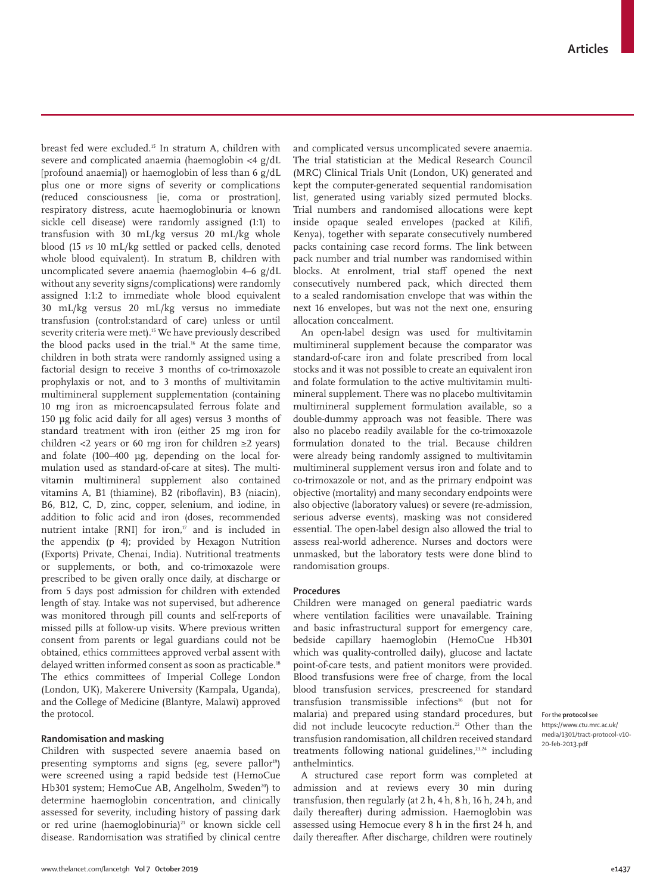breast fed were excluded.[15] In stratum A, children with severe and complicated anaemia (haemoglobin <4 g/dL [profound anaemia]) or haemoglobin of less than 6 g/dL plus one or more signs of severity or complications (reduced consciousness [ie, coma or prostration], respiratory distress, acute haemoglobinuria or known sickle cell disease) were randomly assigned (1:1) to transfusion with 30 mL/kg versus 20 mL/kg whole blood (15 *vs* 10 mL/kg settled or packed cells, denoted whole blood equivalent). In stratum B, children with uncomplicated severe anaemia (haemoglobin 4–6 g/dL without any severity signs/complications) were randomly assigned 1:1:2 to immediate whole blood equivalent 30 mL/kg versus 20 mL/kg versus no immediate transfusion (control:standard of care) unless or until severity criteria were met).[15] We have previously described the blood packs used in the trial.[16] At the same time, children in both strata were randomly assigned using a factorial design to receive 3 months of co-trimoxazole prophylaxis or not, and to 3 months of multivitamin multimineral supplement supplementation (containing 10 mg iron as microencapsulated ferrous folate and 150 µg folic acid daily for all ages) versus 3 months of standard treatment with iron (either 25 mg iron for children <2 years or 60 mg iron for children ≥2 years) and folate (100–400 µg, depending on the local formulation used as standard-of-care at sites). The multivitamin multimineral supplement also contained vitamins A, B1 (thiamine), B2 (riboflavin), B3 (niacin), B6, B12, C, D, zinc, copper, selenium, and iodine, in addition to folic acid and iron (doses, recommended nutrient intake [RNI] for iron,[17] and is included in the appendix (p 4); provided by Hexagon Nutrition (Exports) Private, Chenai, India). Nutritional treatments or supplements, or both, and co-trimoxazole were prescribed to be given orally once daily, at discharge or from 5 days post admission for children with extended length of stay. Intake was not supervised, but adherence was monitored through pill counts and self-reports of missed pills at follow-up visits. Where previous written consent from parents or legal guardians could not be obtained, ethics committees approved verbal assent with delayed written informed consent as soon as practicable.[18] The ethics committees of Imperial College London (London, UK), Makerere University (Kampala, Uganda), and the College of Medicine (Blantyre, Malawi) approved the protocol.

## Randomisation and masking

Children with suspected severe anaemia based on presenting symptoms and signs (eg, severe pallor[19]) were screened using a rapid bedside test (HemoCue Hb301 system; HemoCue AB, Angelholm, Sweden[20]) to determine haemoglobin concentration, and clinically assessed for severity, including history of passing dark or red urine (haemoglobinuria)[21] or known sickle cell disease. Randomisation was stratified by clinical centre and complicated versus uncomplicated severe anaemia. The trial statistician at the Medical Research Council (MRC) Clinical Trials Unit (London, UK) generated and kept the computer-generated sequential randomisation list, generated using variably sized permuted blocks. Trial numbers and randomised allocations were kept inside opaque sealed envelopes (packed at Kilifi, Kenya), together with separate consecutively numbered packs containing case record forms. The link between pack number and trial number was randomised within blocks. At enrolment, trial staff opened the next consecutively numbered pack, which directed them to a sealed randomisation envelope that was within the next 16 envelopes, but was not the next one, ensuring allocation concealment.

An open-label design was used for multivitamin multimineral supplement because the comparator was standard-of-care iron and folate prescribed from local stocks and it was not possible to create an equivalent iron and folate formulation to the active multivitamin multimineral supplement. There was no placebo multivitamin multimineral supplement formulation available, so a double-dummy approach was not feasible. There was also no placebo readily available for the co-trimoxazole formulation donated to the trial. Because children were already being randomly assigned to multivitamin multimineral supplement versus iron and folate and to co-trimoxazole or not, and as the primary endpoint was objective (mortality) and many secondary endpoints were also objective (laboratory values) or severe (re-admission, serious adverse events), masking was not considered essential. The open-label design also allowed the trial to assess real-world adherence. Nurses and doctors were unmasked, but the laboratory tests were done blind to randomisation groups.

## Procedures

Children were managed on general paediatric wards where ventilation facilities were unavailable. Training and basic infrastructural support for emergency care, bedside capillary haemoglobin (HemoCue Hb301 which was quality-controlled daily), glucose and lactate point-of-care tests, and patient monitors were provided. Blood transfusions were free of charge, from the local blood transfusion services, prescreened for standard transfusion transmissible infections[16] (but not for malaria) and prepared using standard procedures, but did not include leucocyte reduction.[22] Other than the transfusion randomisation, all children received standard treatments following national guidelines,[23,24] including anthelmintics.

For the **protocol** see https://www.ctu.mrc.ac.uk/media/1301/tract-protocol-v10-20-feb-2013.pdf

A structured case report form was completed at admission and at reviews every 30 min during transfusion, then regularly (at 2 h, 4 h, 8 h, 16 h, 24 h, and daily thereafter) during admission. Haemoglobin was assessed using Hemocue every 8 h in the first 24 h, and daily thereafter. After discharge, children were routinely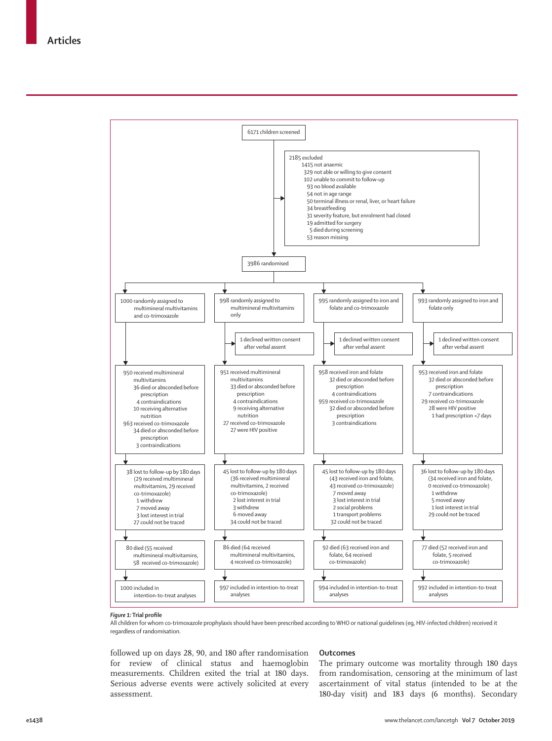6171 children screened

2185 excluded
- 1415 not anaemic
- 329 not able or willing to give consent
- 102 unable to commit to follow-up
- 93 no blood available
- 54 not in age range
- 50 terminal illness or renal, liver, or heart failure
- 34 breastfeeding
- 31 severity feature, but enrolment had closed
- 19 admitted for surgery
- 5 died during screening
- 53 reason missing

3986 randomised

| Multimineral multivitamins and co-trimoxazole | Multimineral multivitamins only | Iron and folate and co-trimoxazole | Iron and folate only |
|---|---|---|---|
| 1000 randomly assigned to multimineral multivitamins and co-trimoxazole | 998 randomly assigned to multimineral multivitamins only | 995 randomly assigned to iron and folate and co-trimoxazole | 993 randomly assigned to iron and folate only |
| | 1 declined written consent after verbal assent | 1 declined written consent after verbal assent | 1 declined written consent after verbal assent |
| 950 received multimineral multivitamins; 36 died or absconded before prescription; 4 contraindications; 10 receiving alternative nutrition; 963 received co-trimoxazole; 34 died or absconded before prescription; 3 contraindications | 951 received multimineral multivitamins; 33 died or absconded before prescription; 4 contraindications; 9 receiving alternative nutrition; 27 received co-trimoxazole; 27 were HIV positive | 958 received iron and folate; 32 died or absconded before prescription; 4 contraindications; 959 received co-trimoxazole; 32 died or absconded before prescription; 3 contraindications | 953 received iron and folate; 32 died or absconded before prescription; 7 contraindications; 29 received co-trimoxazole; 28 were HIV positive; 1 had prescription <7 days |
| 38 lost to follow-up by 180 days (29 received multimineral multivitamins, 29 received co-trimoxazole); 1 withdrew; 7 moved away; 3 lost interest in trial; 27 could not be traced | 45 lost to follow-up by 180 days (36 received multimineral multivitamins, 2 received co-trimoxazole); 2 lost interest in trial; 3 withdrew; 6 moved away; 34 could not be traced | 45 lost to follow-up by 180 days (43 received iron and folate, 43 received co-trimoxazole); 7 moved away; 3 lost interest in trial; 2 social problems; 1 transport problems; 32 could not be traced | 36 lost to follow-up by 180 days (34 received iron and folate, 0 received co-trimoxazole); 1 withdrew; 5 moved away; 1 lost interest in trial; 29 could not be traced |
| 80 died (55 received multimineral multivitamins, 58 received co-trimoxazole) | 86 died (64 received multimineral multivitamins, 4 received co-trimoxazole) | 92 died (63 received iron and folate, 64 received co-trimoxazole) | 77 died (52 received iron and folate, 5 received co-trimoxazole) |
| 1000 included in intention-to-treat analyses | 997 included in intention-to-treat analyses | 994 included in intention-to-treat analyses | 992 included in intention-to-treat analyses |

***Figure 1:*** **Trial profile**
All children for whom co-trimoxazole prophylaxis should have been prescribed according to WHO or national guidelines (eg, HIV-infected children) received it regardless of randomisation.

followed up on days 28, 90, and 180 after randomisation for review of clinical status and haemoglobin measurements. Children exited the trial at 180 days. Serious adverse events were actively solicited at every assessment.

## Outcomes

The primary outcome was mortality through 180 days from randomisation, censoring at the minimum of last ascertainment of vital status (intended to be at the 180-day visit) and 183 days (6 months). Secondary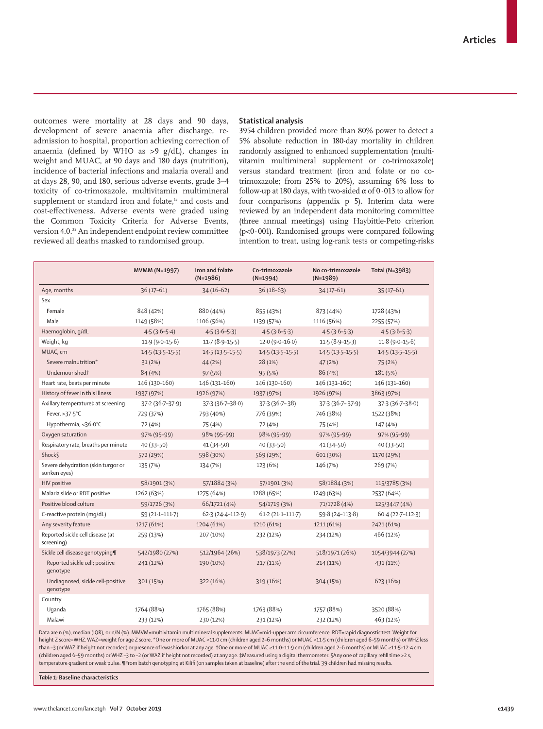outcomes were mortality at 28 days and 90 days, development of severe anaemia after discharge, re-admission to hospital, proportion achieving correction of anaemia (defined by WHO as >9 g/dL), changes in weight and MUAC, at 90 days and 180 days (nutrition), incidence of bacterial infections and malaria overall and at days 28, 90, and 180, serious adverse events, grade 3–4 toxicity of co-trimoxazole, multivitamin multimineral supplement or standard iron and folate,[15] and costs and cost-effectiveness. Adverse events were graded using the Common Toxicity Criteria for Adverse Events, version 4.0.[25] An independent endpoint review committee reviewed all deaths masked to randomised group.

### Statistical analysis

3954 children provided more than 80% power to detect a 5% absolute reduction in 180-day mortality in children randomly assigned to enhanced supplementation (multivitamin multimineral supplement or co-trimoxazole) versus standard treatment (iron and folate or no co-trimoxazole; from 25% to 20%), assuming 6% loss to follow-up at 180 days, with two-sided α of 0·013 to allow for four comparisons (appendix p 5). Interim data were reviewed by an independent data monitoring committee (three annual meetings) using Haybittle-Peto criterion (p<0·001). Randomised groups were compared following intention to treat, using log-rank tests or competing-risks

| | MVMM (N=1997) | Iron and folate (N=1986) | Co-trimoxazole (N=1994) | No co-trimoxazole (N=1989) | Total (N=3983) |
|---|---|---|---|---|---|
| Age, months | 36 (17–61) | 34 (16–62) | 36 (18–63) | 34 (17–61) | 35 (17–61) |
| Sex | | | | | |
| Female | 848 (42%) | 880 (44%) | 855 (43%) | 873 (44%) | 1728 (43%) |
| Male | 1149 (58%) | 1106 (56%) | 1139 (57%) | 1116 (56%) | 2255 (57%) |
| Haemoglobin, g/dL | 4·5 (3·6–5·4) | 4·5 (3·6–5·3) | 4·5 (3·6–5·3) | 4·5 (3·6–5·3) | 4·5 (3·6–5·3) |
| Weight, kg | 11·9 (9·0–15·6) | 11·7 (8·9–15·5) | 12·0 (9·0–16·0) | 11·5 (8·9–15·3) | 11·8 (9·0–15·6) |
| MUAC, cm | 14·5 (13·5–15·5) | 14·5 (13·5–15·5) | 14·5 (13·5–15·5) | 14·5 (13·5–15·5) | 14·5 (13·5–15·5) |
| Severe malnutrition* | 31 (2%) | 44 (2%) | 28 (1%) | 47 (2%) | 75 (2%) |
| Undernourished† | 84 (4%) | 97 (5%) | 95 (5%) | 86 (4%) | 181 (5%) |
| Heart rate, beats per minute | 146 (130–160) | 146 (131–160) | 146 (130–160) | 146 (131–160) | 146 (131–160) |
| History of fever in this illness | 1937 (97%) | 1926 (97%) | 1937 (97%) | 1926 (97%) | 3863 (97%) |
| Axillary temperature‡ at screening | 37·2 (36·7–37·9) | 37·3 (36·7–38·0) | 37·3 (36·7– 38) | 37·3 (36·7– 37·9) | 37·3 (36·7–38·0) |
| Fever, >37·5°C | 729 (37%) | 793 (40%) | 776 (39%) | 746 (38%) | 1522 (38%) |
| Hypothermia, <36·0°C | 72 (4%) | 75 (4%) | 72 (4%) | 75 (4%) | 147 (4%) |
| Oxygen saturation | 97% (95–99) | 98% (95–99) | 98% (95–99) | 97% (95–99) | 97% (95–99) |
| Respiratory rate, breaths per minute | 40 (33–50) | 41 (34–50) | 40 (33–50) | 41 (34–50) | 40 (33–50) |
| Shock§ | 572 (29%) | 598 (30%) | 569 (29%) | 601 (30%) | 1170 (29%) |
| Severe dehydration (skin turgor or sunken eyes) | 135 (7%) | 134 (7%) | 123 (6%) | 146 (7%) | 269 (7%) |
| HIV positive | 58/1901 (3%) | 57/1884 (3%) | 57/1901 (3%) | 58/1884 (3%) | 115/3785 (3%) |
| Malaria slide or RDT positive | 1262 (63%) | 1275 (64%) | 1288 (65%) | 1249 (63%) | 2537 (64%) |
| Positive blood culture | 59/1726 (3%) | 66/1721 (4%) | 54/1719 (3%) | 71/1728 (4%) | 125/3447 (4%) |
| C-reactive protein (mg/dL) | 59 (21·1–111·7) | 62·3 (24·4–112·9) | 61·2 (21·1–111·7) | 59·8 (24–113·8) | 60·4 (22·7–112·3) |
| Any severity feature | 1217 (61%) | 1204 (61%) | 1210 (61%) | 1211 (61%) | 2421 (61%) |
| Reported sickle cell disease (at screening) | 259 (13%) | 207 (10%) | 232 (12%) | 234 (12%) | 466 (12%) |
| Sickle cell disease genotyping¶ | 542/1980 (27%) | 512/1964 (26%) | 538/1973 (27%) | 518/1971 (26%) | 1054/3944 (27%) |
| Reported sickle cell; positive genotype | 241 (12%) | 190 (10%) | 217 (11%) | 214 (11%) | 431 (11%) |
| Undiagnosed, sickle cell-positive genotype | 301 (15%) | 322 (16%) | 319 (16%) | 304 (15%) | 623 (16%) |
| Country | | | | | |
| Uganda | 1764 (88%) | 1765 (88%) | 1763 (88%) | 1757 (88%) | 3520 (88%) |
| Malawi | 233 (12%) | 230 (12%) | 231 (12%) | 232 (12%) | 463 (12%) |

Data are n (%), median (IQR), or n/N (%). MMVM=multivitamin multimineral supplements. MUAC=mid-upper arm circumference. RDT=rapid diagnostic test. Weight for height Z score=WHZ. WAZ=weight for age Z score. *One or more of MUAC <11·0 cm (children aged 2–6 months) or MUAC <11·5 cm (children aged 6–59 months) or WHZ less than –3 (or WAZ if height not recorded) or presence of kwashiorkor at any age. †One or more of MUAC ≥11·0–11·9 cm (children aged 2–6 months) or MUAC ≥11·5–12·4 cm (children aged 6–59 months) or WHZ –3 to –2 (or WAZ if height not recorded) at any age. ‡Measured using a digital thermometer. §Any one of capillary refill time >2 s, temperature gradient or weak pulse. ¶From batch genotyping at Kilifi (on samples taken at baseline) after the end of the trial. 39 children had missing results.

*Table 1:* **Baseline characteristics**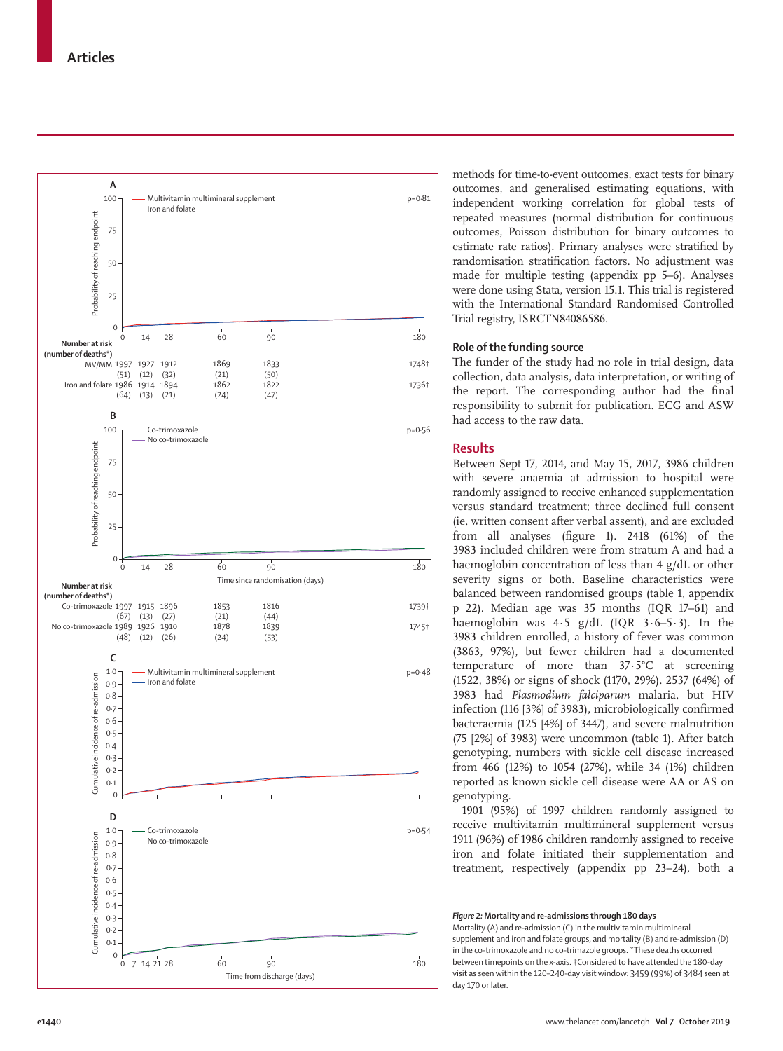methods for time-to-event outcomes, exact tests for binary outcomes, and generalised estimating equations, with independent working correlation for global tests of repeated measures (normal distribution for continuous outcomes, Poisson distribution for binary outcomes to estimate rate ratios). Primary analyses were stratified by randomisation stratification factors. No adjustment was made for multiple testing (appendix pp 5–6). Analyses were done using Stata, version 15.1. This trial is registered with the International Standard Randomised Controlled Trial registry, ISRCTN84086586.

### Role of the funding source

The funder of the study had no role in trial design, data collection, data analysis, data interpretation, or writing of the report. The corresponding author had the final responsibility to submit for publication. ECG and ASW had access to the raw data.

## Results

Between Sept 17, 2014, and May 15, 2017, 3986 children with severe anaemia at admission to hospital were randomly assigned to receive enhanced supplementation versus standard treatment; three declined full consent (ie, written consent after verbal assent), and are excluded from all analyses (figure 1). 2418 (61%) of the 3983 included children were from stratum A and had a haemoglobin concentration of less than 4 g/dL or other severity signs or both. Baseline characteristics were balanced between randomised groups (table 1, appendix p 22). Median age was 35 months (IQR 17–61) and haemoglobin was 4·5 g/dL (IQR 3·6–5·3). In the 3983 children enrolled, a history of fever was common (3863, 97%), but fewer children had a documented temperature of more than 37·5°C at screening (1522, 38%) or signs of shock (1170, 29%). 2537 (64%) of 3983 had *Plasmodium falciparum* malaria, but HIV infection (116 [3%] of 3983), microbiologically confirmed bacteraemia (125 [4%] of 3447), and severe malnutrition (75 [2%] of 3983) were uncommon (table 1). After batch genotyping, numbers with sickle cell disease increased from 466 (12%) to 1054 (27%), while 34 (1%) children reported as known sickle cell disease were AA or AS on genotyping.

1901 (95%) of 1997 children randomly assigned to receive multivitamin multimineral supplement versus 1911 (96%) of 1986 children randomly assigned to receive iron and folate initiated their supplementation and treatment, respectively (appendix pp 23–24), both a

**A** — Multivitamin multimineral supplement vs Iron and folate; p=0·81. Y-axis: Probability of reaching endpoint. X-axis: Time since randomisation (days).

Number at risk (number of deaths*)

| | 0 | 14 | 28 | 60 | 90 | 180 |
|---|---|---|---|---|---|---|
| MV/MM | 1997 | 1927 | 1912 | 1869 | 1833 | 1748† |
| | (51) | (12) | (32) | (21) | (50) | |
| Iron and folate | 1986 | 1914 | 1894 | 1862 | 1822 | 1736† |
| | (64) | (13) | (21) | (24) | (47) | |

**B** — Co-trimoxazole vs No co-trimoxazole; p=0·56. Y-axis: Probability of reaching endpoint. X-axis: Time since randomisation (days).

Number at risk (number of deaths*)

| | 0 | 14 | 28 | 60 | 90 | 180 |
|---|---|---|---|---|---|---|
| Co-trimoxazole | 1997 | 1915 | 1896 | 1853 | 1816 | 1739† |
| | (67) | (13) | (27) | (21) | (44) | |
| No co-trimoxazole | 1989 | 1926 | 1910 | 1878 | 1839 | 1745† |
| | (48) | (12) | (26) | (24) | (53) | |

**C** — Multivitamin multimineral supplement vs Iron and folate; p=0·48. Y-axis: Cumulative incidence of re-admission.

**D** — Co-trimoxazole vs No co-trimoxazole; p=0·54. Y-axis: Cumulative incidence of re-admission. X-axis: Time from discharge (days).

*Figure 2:* **Mortality and re-admissions through 180 days**
Mortality (A) and re-admission (C) in the multivitamin multimineral supplement and iron and folate groups, and mortality (B) and re-admission (D) in the co-trimoxazole and no co-trimoxazole groups. *These deaths occurred between timepoints on the x-axis. †Considered to have attended the 180-day visit as seen within the 120–240-day visit window: 3459 (99%) of 3484 seen at day 170 or later.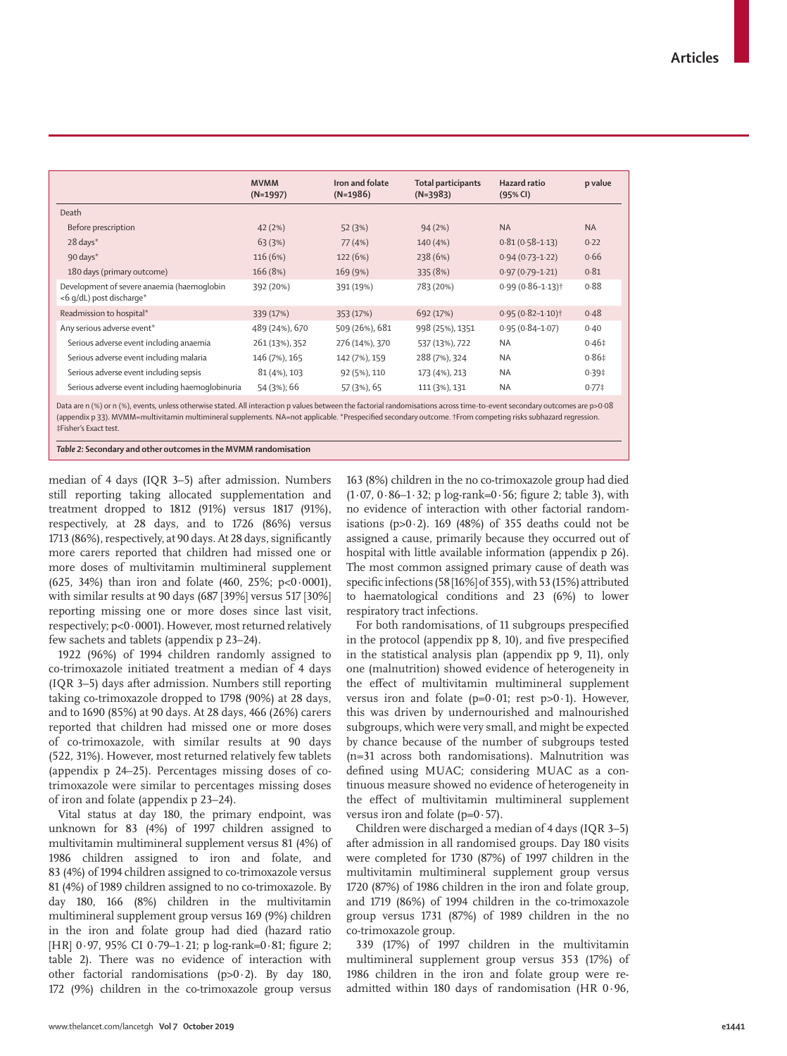| | MVMM (N=1997) | Iron and folate (N=1986) | Total participants (N=3983) | Hazard ratio (95% CI) | p value |
|---|---|---|---|---|---|
| Death | | | | | |
| Before prescription | 42 (2%) | 52 (3%) | 94 (2%) | NA | NA |
| 28 days* | 63 (3%) | 77 (4%) | 140 (4%) | 0·81 (0·58–1·13) | 0·22 |
| 90 days* | 116 (6%) | 122 (6%) | 238 (6%) | 0·94 (0·73–1·22) | 0·66 |
| 180 days (primary outcome) | 166 (8%) | 169 (9%) | 335 (8%) | 0·97 (0·79–1·21) | 0·81 |
| Development of severe anaemia (haemoglobin <6 g/dL) post discharge* | 392 (20%) | 391 (19%) | 783 (20%) | 0·99 (0·86–1·13)† | 0·88 |
| Readmission to hospital* | 339 (17%) | 353 (17%) | 692 (17%) | 0·95 (0·82–1·10)† | 0·48 |
| Any serious adverse event* | 489 (24%), 670 | 509 (26%), 681 | 998 (25%), 1351 | 0·95 (0·84–1·07) | 0·40 |
| Serious adverse event including anaemia | 261 (13%), 352 | 276 (14%), 370 | 537 (13%), 722 | NA | 0·46‡ |
| Serious adverse event including malaria | 146 (7%), 165 | 142 (7%), 159 | 288 (7%), 324 | NA | 0·86‡ |
| Serious adverse event including sepsis | 81 (4%), 103 | 92 (5%), 110 | 173 (4%), 213 | NA | 0·39‡ |
| Serious adverse event including haemoglobinuria | 54 (3%); 66 | 57 (3%), 65 | 111 (3%), 131 | NA | 0·77‡ |

Data are n (%) or n (%), events, unless otherwise stated. All interaction p values between the factorial randomisations across time-to-event secondary outcomes are p>0·08 (appendix p 33). MVMM=multivitamin multimineral supplements. NA=not applicable. *Prespecified secondary outcome. †From competing risks subhazard regression. ‡Fisher's Exact test.

*Table 2:* **Secondary and other outcomes in the MVMM randomisation**

median of 4 days (IQR 3–5) after admission. Numbers still reporting taking allocated supplementation and treatment dropped to 1812 (91%) versus 1817 (91%), respectively, at 28 days, and to 1726 (86%) versus 1713 (86%), respectively, at 90 days. At 28 days, significantly more carers reported that children had missed one or more doses of multivitamin multimineral supplement (625, 34%) than iron and folate (460, 25%; p<0·0001), with similar results at 90 days (687 [39%] versus 517 [30%] reporting missing one or more doses since last visit, respectively; p<0·0001). However, most returned relatively few sachets and tablets (appendix p 23–24).

1922 (96%) of 1994 children randomly assigned to co-trimoxazole initiated treatment a median of 4 days (IQR 3–5) days after admission. Numbers still reporting taking co-trimoxazole dropped to 1798 (90%) at 28 days, and to 1690 (85%) at 90 days. At 28 days, 466 (26%) carers reported that children had missed one or more doses of co-trimoxazole, with similar results at 90 days (522, 31%). However, most returned relatively few tablets (appendix p 24–25). Percentages missing doses of co-trimoxazole were similar to percentages missing doses of iron and folate (appendix p 23–24).

Vital status at day 180, the primary endpoint, was unknown for 83 (4%) of 1997 children assigned to multivitamin multimineral supplement versus 81 (4%) of 1986 children assigned to iron and folate, and 83 (4%) of 1994 children assigned to co-trimoxazole versus 81 (4%) of 1989 children assigned to no co-trimoxazole. By day 180, 166 (8%) children in the multivitamin multimineral supplement group versus 169 (9%) children in the iron and folate group had died (hazard ratio [HR] 0·97, 95% CI 0·79–1·21; p log-rank=0·81; figure 2; table 2). There was no evidence of interaction with other factorial randomisations (p>0·2). By day 180, 172 (9%) children in the co-trimoxazole group versus 163 (8%) children in the no co-trimoxazole group had died (1·07, 0·86–1·32; p log-rank=0·56; figure 2; table 3), with no evidence of interaction with other factorial randomisations (p>0·2). 169 (48%) of 355 deaths could not be assigned a cause, primarily because they occurred out of hospital with little available information (appendix p 26). The most common assigned primary cause of death was specific infections (58 [16%] of 355), with 53 (15%) attributed to haematological conditions and 23 (6%) to lower respiratory tract infections.

For both randomisations, of 11 subgroups prespecified in the protocol (appendix pp 8, 10), and five prespecified in the statistical analysis plan (appendix pp 9, 11), only one (malnutrition) showed evidence of heterogeneity in the effect of multivitamin multimineral supplement versus iron and folate (p=0·01; rest p>0·1). However, this was driven by undernourished and malnourished subgroups, which were very small, and might be expected by chance because of the number of subgroups tested (n=31 across both randomisations). Malnutrition was defined using MUAC; considering MUAC as a continuous measure showed no evidence of heterogeneity in the effect of multivitamin multimineral supplement versus iron and folate (p=0·57).

Children were discharged a median of 4 days (IQR 3–5) after admission in all randomised groups. Day 180 visits were completed for 1730 (87%) of 1997 children in the multivitamin multimineral supplement group versus 1720 (87%) of 1986 children in the iron and folate group, and 1719 (86%) of 1994 children in the co-trimoxazole group versus 1731 (87%) of 1989 children in the no co-trimoxazole group.

339 (17%) of 1997 children in the multivitamin multimineral supplement group versus 353 (17%) of 1986 children in the iron and folate group were re-admitted within 180 days of randomisation (HR 0·96,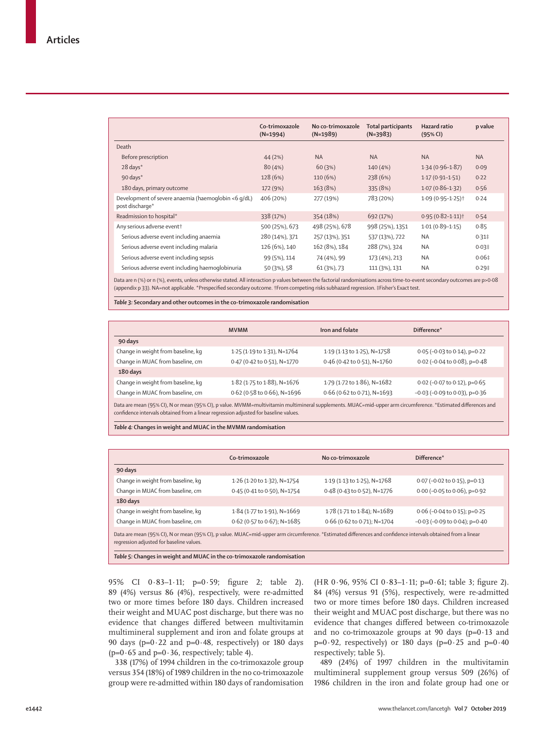|  | Co-trimoxazole (N=1994) | No co-trimoxazole (N=1989) | Total participants (N=3983) | Hazard ratio (95% CI) | p value |
|---|---|---|---|---|---|
| Death |  |  |  |  |  |
| Before prescription | 44 (2%) | NA | NA | NA | NA |
| 28 days* | 80 (4%) | 60 (3%) | 140 (4%) | 1·34 (0·96–1·87) | 0·09 |
| 90 days* | 128 (6%) | 110 (6%) | 238 (6%) | 1·17 (0·91–1·51) | 0·22 |
| 180 days, primary outcome | 172 (9%) | 163 (8%) | 335 (8%) | 1·07 (0·86–1·32) | 0·56 |
| Development of severe anaemia (haemoglobin <6 g/dL) post discharge* | 406 (20%) | 277 (19%) | 783 (20%) | 1·09 (0·95–1·25)† | 0·24 |
| Readmission to hospital* | 338 (17%) | 354 (18%) | 692 (17%) | 0·95 (0·82–1·11)† | 0·54 |
| Any serious adverse event† | 500 (25%), 673 | 498 (25%), 678 | 998 (25%), 1351 | 1·01 (0·89–1·15) | 0·85 |
| Serious adverse event including anaemia | 280 (14%), 371 | 257 (13%), 351 | 537 (13%), 722 | NA | 0·31‡ |
| Serious adverse event including malaria | 126 (6%), 140 | 162 (8%), 184 | 288 (7%), 324 | NA | 0·03‡ |
| Serious adverse event including sepsis | 99 (5%), 114 | 74 (4%), 99 | 173 (4%), 213 | NA | 0·06‡ |
| Serious adverse event including haemoglobinuria | 50 (3%), 58 | 61 (3%), 73 | 111 (3%), 131 | NA | 0·29‡ |

Data are n (%) or n (%), events, unless otherwise stated. All interaction p values between the factorial randomisations across time-to-event secondary outcomes are p>0·08 (appendix p 33). NA=not applicable. *Prespecified secondary outcome. †From competing risks subhazard regression. ‡Fisher's Exact test.

*Table 3:* **Secondary and other outcomes in the co-trimoxazole randomisation**

|  | MVMM | Iron and folate | Difference* |
|---|---|---|---|
| **90 days** |  |  |  |
| Change in weight from baseline, kg | 1·25 (1·19 to 1·31), N=1764 | 1·19 (1·13 to 1·25), N=1758 | 0·05 (−0·03 to 0·14), p=0·22 |
| Change in MUAC from baseline, cm | 0·47 (0·42 to 0·51), N=1770 | 0·46 (0·42 to 0·51), N=1760 | 0·02 (−0·04 to 0·08), p=0·48 |
| **180 days** |  |  |  |
| Change in weight from baseline, kg | 1·82 (1·75 to 1·88), N=1676 | 1·79 (1·72 to 1·86), N=1682 | 0·02 (−0·07 to 0·12), p=0·65 |
| Change in MUAC from baseline, cm | 0·62 (0·58 to 0·66), N=1696 | 0·66 (0·62 to 0·71), N=1693 | −0·03 (−0·09 to 0·03), p=0·36 |

Data are mean (95% CI), N or mean (95% CI), p value. MVMM=multivitamin multimineral supplements. MUAC=mid-upper arm circumference. *Estimated differences and confidence intervals obtained from a linear regression adjusted for baseline values.

*Table 4:* **Changes in weight and MUAC in the MVMM randomisation**

|  | Co-trimoxazole | No co-trimoxazole | Difference* |
|---|---|---|---|
| **90 days** |  |  |  |
| Change in weight from baseline, kg | 1·26 (1·20 to 1·32), N=1754 | 1·19 (1·13 to 1·25), N=1768 | 0·07 (−0·02 to 0·15), p=0·13 |
| Change in MUAC from baseline, cm | 0·45 (0·41 to 0·50), N=1754 | 0·48 (0·43 to 0·52), N=1776 | 0·00 (−0·05 to 0·06), p=0·92 |
| **180 days** |  |  |  |
| Change in weight from baseline, kg | 1·84 (1·77 to 1·91), N=1669 | 1·78 (1·71 to 1·84); N=1689 | 0·06 (−0·04 to 0·15); p=0·25 |
| Change in MUAC from baseline, cm | 0·62 (0·57 to 0·67); N=1685 | 0·66 (0·62 to 0·71); N=1704 | −0·03 (−0·09 to 0·04); p=0·40 |

Data are mean (95% CI), N or mean (95% CI), p value. MUAC=mid-upper arm circumference. *Estimated differences and confidence intervals obtained from a linear regression adjusted for baseline values.

*Table 5:* **Changes in weight and MUAC in the co-trimoxazole randomisation**

95% CI 0·83–1·11; p=0·59; figure 2; table 2). 89 (4%) versus 86 (4%), respectively, were re-admitted two or more times before 180 days. Children increased their weight and MUAC post discharge, but there was no evidence that changes differed between multivitamin multimineral supplement and iron and folate groups at 90 days (p=0·22 and p=0·48, respectively) or 180 days (p=0·65 and p=0·36, respectively; table 4).

338 (17%) of 1994 children in the co-trimoxazole group versus 354 (18%) of 1989 children in the no co-trimoxazole group were re-admitted within 180 days of randomisation (HR 0·96, 95% CI 0·83–1·11; p=0·61; table 3; figure 2). 84 (4%) versus 91 (5%), respectively, were re-admitted two or more times before 180 days. Children increased their weight and MUAC post discharge, but there was no evidence that changes differed between co-trimoxazole and no co-trimoxazole groups at 90 days (p=0·13 and p=0·92, respectively) or 180 days (p=0·25 and p=0·40 respectively; table 5).

489 (24%) of 1997 children in the multivitamin multimineral supplement group versus 509 (26%) of 1986 children in the iron and folate group had one or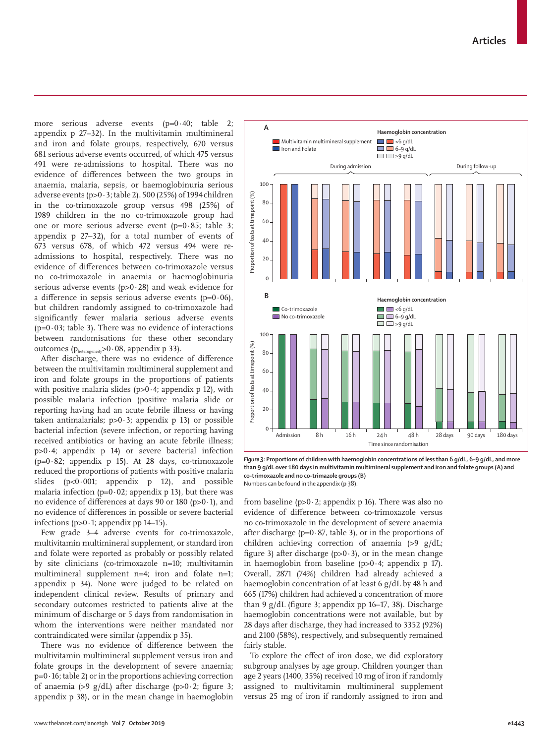more serious adverse events (p=0·40; table 2; appendix p 27–32). In the multivitamin multimineral and iron and folate groups, respectively, 670 versus 681 serious adverse events occurred, of which 475 versus 491 were re-admissions to hospital. There was no evidence of differences between the two groups in anaemia, malaria, sepsis, or haemoglobinuria serious adverse events (p>0·3; table 2). 500 (25%) of 1994 children in the co-trimoxazole group versus 498 (25%) of 1989 children in the no co-trimoxazole group had one or more serious adverse event (p=0·85; table 3; appendix p 27–32), for a total number of events of 673 versus 678, of which 472 versus 494 were re-admissions to hospital, respectively. There was no evidence of differences between co-trimoxazole versus no co-trimoxazole in anaemia or haemoglobinuria serious adverse events (p>0·28) and weak evidence for a difference in sepsis serious adverse events (p=0·06), but children randomly assigned to co-trimoxazole had significantly fewer malaria serious adverse events (p=0·03; table 3). There was no evidence of interactions between randomisations for these other secondary outcomes ($p_{heterogeneity}$>0·08, appendix p 33).

After discharge, there was no evidence of difference between the multivitamin multimineral supplement and iron and folate groups in the proportions of patients with positive malaria slides (p>0·4; appendix p 12), with possible malaria infection (positive malaria slide or reporting having had an acute febrile illness or having taken antimalarials; p>0·3; appendix p 13) or possible bacterial infection (severe infection, or reporting having received antibiotics or having an acute febrile illness; p>0·4; appendix p 14) or severe bacterial infection (p=0·82; appendix p 15). At 28 days, co-trimoxazole reduced the proportions of patients with positive malaria slides (p<0·001; appendix p 12), and possible malaria infection (p=0·02; appendix p 13), but there was no evidence of differences at days 90 or 180 (p>0·1), and no evidence of differences in possible or severe bacterial infections (p>0·1; appendix pp 14–15).

Few grade 3–4 adverse events for co-trimoxazole, multivitamin multimineral supplement, or standard iron and folate were reported as probably or possibly related by site clinicians (co-trimoxazole n=10; multivitamin multimineral supplement n=4; iron and folate n=1; appendix p 34). None were judged to be related on independent clinical review. Results of primary and secondary outcomes restricted to patients alive at the minimum of discharge or 5 days from randomisation in whom the interventions were neither mandated nor contraindicated were similar (appendix p 35).

There was no evidence of difference between the multivitamin multimineral supplement versus iron and folate groups in the development of severe anaemia; p=0·16; table 2) or in the proportions achieving correction of anaemia (>9 g/dL) after discharge (p>0·2; figure 3; appendix p 38), or in the mean change in haemoglobin from baseline (p>0·2; appendix p 16). There was also no evidence of difference between co-trimoxazole versus no co-trimoxazole in the development of severe anaemia after discharge (p=0·87, table 3), or in the proportions of children achieving correction of anaemia (>9 g/dL; figure 3) after discharge (p>0·3), or in the mean change in haemoglobin from baseline (p>0·4; appendix p 17). Overall, 2871 (74%) children had already achieved a haemoglobin concentration of at least 6 g/dL by 48 h and 665 (17%) children had achieved a concentration of more than 9 g/dL (figure 3; appendix pp 16–17, 38). Discharge haemoglobin concentrations were not available, but by 28 days after discharge, they had increased to 3352 (92%) and 2100 (58%), respectively, and subsequently remained fairly stable.

To explore the effect of iron dose, we did exploratory subgroup analyses by age group. Children younger than age 2 years (1400, 35%) received 10 mg of iron if randomly assigned to multivitamin multimineral supplement versus 25 mg of iron if randomly assigned to iron and

*Figure 3:* **Proportions of children with haemoglobin concentrations of less than 6 g/dL, 6–9 g/dL, and more than 9 g/dL over 180 days in multivitamin multimineral supplement and iron and folate groups (A) and co-trimoxazole and no co-trimazole groups (B)**
Numbers can be found in the appendix (p 38).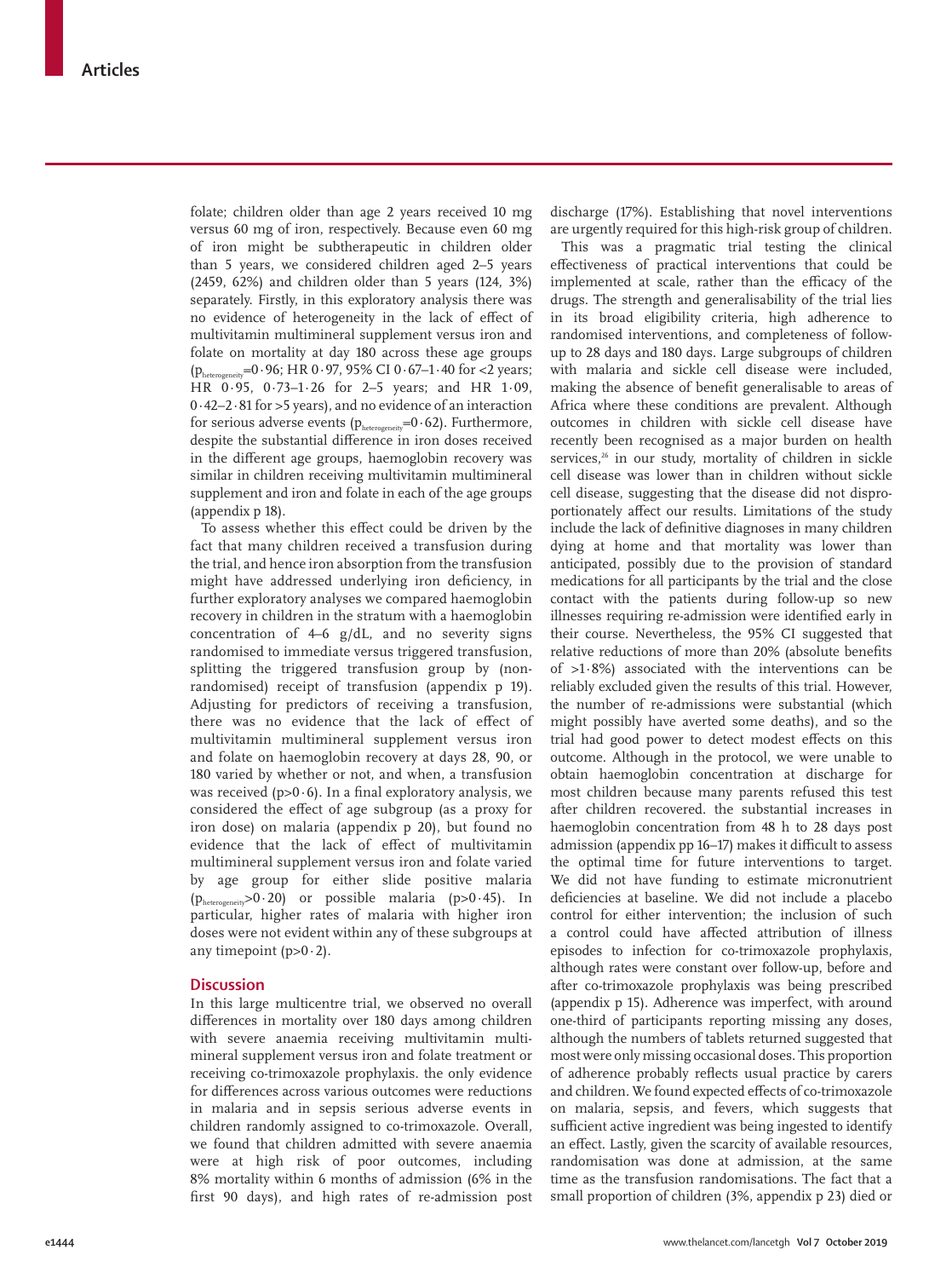folate; children older than age 2 years received 10 mg versus 60 mg of iron, respectively. Because even 60 mg of iron might be subtherapeutic in children older than 5 years, we considered children aged 2–5 years (2459, 62%) and children older than 5 years (124, 3%) separately. Firstly, in this exploratory analysis there was no evidence of heterogeneity in the lack of effect of multivitamin multimineral supplement versus iron and folate on mortality at day 180 across these age groups ($p_{heterogeneity}$=0·96; HR 0·97, 95% CI 0·67–1·40 for <2 years; HR 0·95, 0·73–1·26 for 2–5 years; and HR 1·09, 0·42–2·81 for >5 years), and no evidence of an interaction for serious adverse events ($p_{heterogeneity}$=0·62). Furthermore, despite the substantial difference in iron doses received in the different age groups, haemoglobin recovery was similar in children receiving multivitamin multimineral supplement and iron and folate in each of the age groups (appendix p 18).

To assess whether this effect could be driven by the fact that many children received a transfusion during the trial, and hence iron absorption from the transfusion might have addressed underlying iron deficiency, in further exploratory analyses we compared haemoglobin recovery in children in the stratum with a haemoglobin concentration of 4–6 g/dL, and no severity signs randomised to immediate versus triggered transfusion, splitting the triggered transfusion group by (non-randomised) receipt of transfusion (appendix p 19). Adjusting for predictors of receiving a transfusion, there was no evidence that the lack of effect of multivitamin multimineral supplement versus iron and folate on haemoglobin recovery at days 28, 90, or 180 varied by whether or not, and when, a transfusion was received (p>0·6). In a final exploratory analysis, we considered the effect of age subgroup (as a proxy for iron dose) on malaria (appendix p 20), but found no evidence that the lack of effect of multivitamin multimineral supplement versus iron and folate varied by age group for either slide positive malaria ($p_{heterogeneity}$>0·20) or possible malaria (p>0·45). In particular, higher rates of malaria with higher iron doses were not evident within any of these subgroups at any timepoint (p>0·2).

## Discussion

In this large multicentre trial, we observed no overall differences in mortality over 180 days among children with severe anaemia receiving multivitamin multimineral supplement versus iron and folate treatment or receiving co-trimoxazole prophylaxis. the only evidence for differences across various outcomes were reductions in malaria and in sepsis serious adverse events in children randomly assigned to co-trimoxazole. Overall, we found that children admitted with severe anaemia were at high risk of poor outcomes, including 8% mortality within 6 months of admission (6% in the first 90 days), and high rates of re-admission post discharge (17%). Establishing that novel interventions are urgently required for this high-risk group of children.

This was a pragmatic trial testing the clinical effectiveness of practical interventions that could be implemented at scale, rather than the efficacy of the drugs. The strength and generalisability of the trial lies in its broad eligibility criteria, high adherence to randomised interventions, and completeness of follow-up to 28 days and 180 days. Large subgroups of children with malaria and sickle cell disease were included, making the absence of benefit generalisable to areas of Africa where these conditions are prevalent. Although outcomes in children with sickle cell disease have recently been recognised as a major burden on health services,[26] in our study, mortality of children in sickle cell disease was lower than in children without sickle cell disease, suggesting that the disease did not disproportionately affect our results. Limitations of the study include the lack of definitive diagnoses in many children dying at home and that mortality was lower than anticipated, possibly due to the provision of standard medications for all participants by the trial and the close contact with the patients during follow-up so new illnesses requiring re-admission were identified early in their course. Nevertheless, the 95% CI suggested that relative reductions of more than 20% (absolute benefits of >1·8%) associated with the interventions can be reliably excluded given the results of this trial. However, the number of re-admissions were substantial (which might possibly have averted some deaths), and so the trial had good power to detect modest effects on this outcome. Although in the protocol, we were unable to obtain haemoglobin concentration at discharge for most children because many parents refused this test after children recovered. the substantial increases in haemoglobin concentration from 48 h to 28 days post admission (appendix pp 16–17) makes it difficult to assess the optimal time for future interventions to target. We did not have funding to estimate micronutrient deficiencies at baseline. We did not include a placebo control for either intervention; the inclusion of such a control could have affected attribution of illness episodes to infection for co-trimoxazole prophylaxis, although rates were constant over follow-up, before and after co-trimoxazole prophylaxis was being prescribed (appendix p 15). Adherence was imperfect, with around one-third of participants reporting missing any doses, although the numbers of tablets returned suggested that most were only missing occasional doses. This proportion of adherence probably reflects usual practice by carers and children. We found expected effects of co-trimoxazole on malaria, sepsis, and fevers, which suggests that sufficient active ingredient was being ingested to identify an effect. Lastly, given the scarcity of available resources, randomisation was done at admission, at the same time as the transfusion randomisations. The fact that a small proportion of children (3%, appendix p 23) died or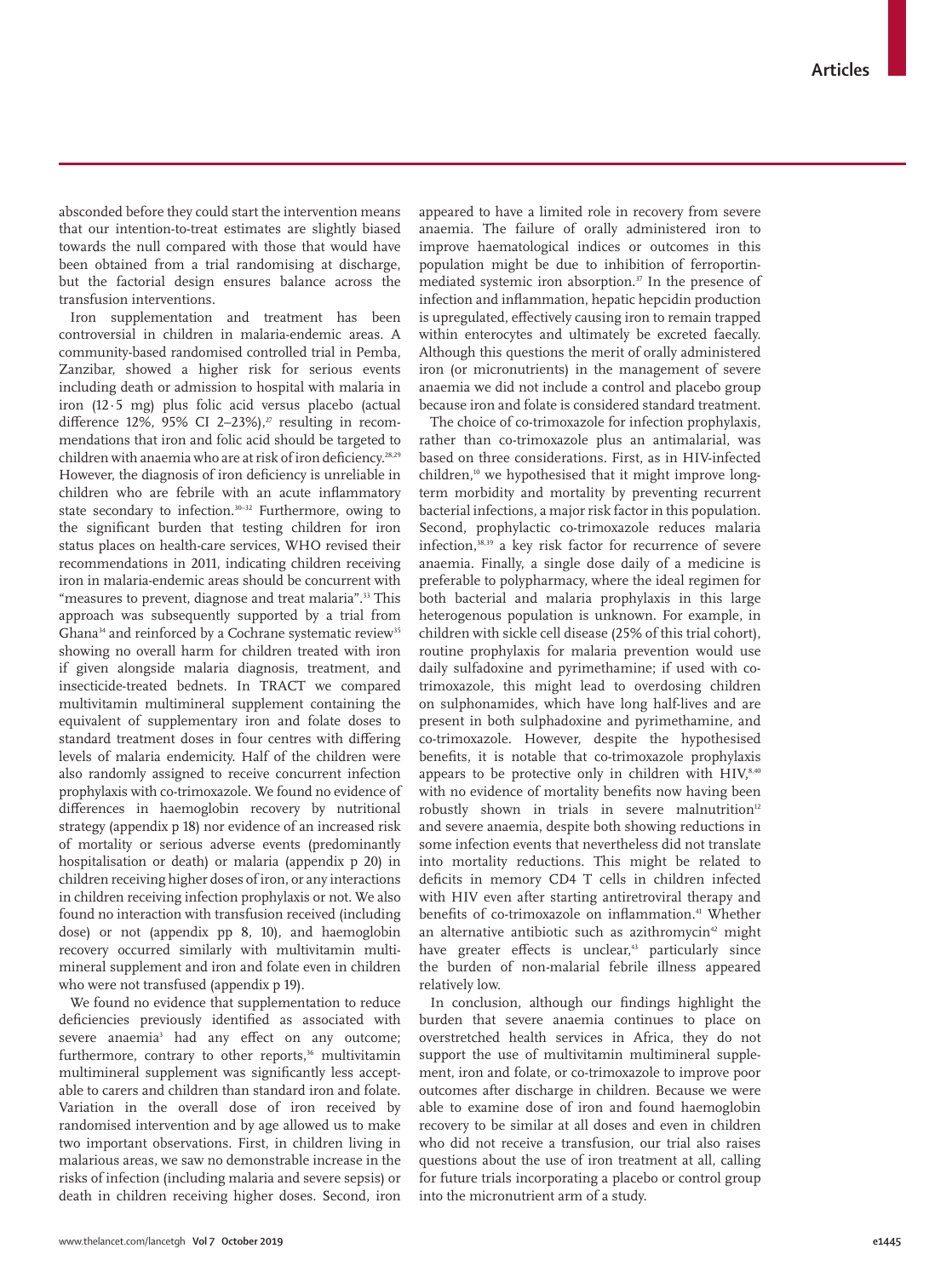absconded before they could start the intervention means that our intention-to-treat estimates are slightly biased towards the null compared with those that would have been obtained from a trial randomising at discharge, but the factorial design ensures balance across the transfusion interventions.

Iron supplementation and treatment has been controversial in children in malaria-endemic areas. A community-based randomised controlled trial in Pemba, Zanzibar, showed a higher risk for serious events including death or admission to hospital with malaria in iron (12·5 mg) plus folic acid versus placebo (actual difference 12%, 95% CI 2–23%),[27] resulting in recommendations that iron and folic acid should be targeted to children with anaemia who are at risk of iron deficiency.[28,29] However, the diagnosis of iron deficiency is unreliable in children who are febrile with an acute inflammatory state secondary to infection.[30–32] Furthermore, owing to the significant burden that testing children for iron status places on health-care services, WHO revised their recommendations in 2011, indicating children receiving iron in malaria-endemic areas should be concurrent with "measures to prevent, diagnose and treat malaria".[33] This approach was subsequently supported by a trial from Ghana[34] and reinforced by a Cochrane systematic review[35] showing no overall harm for children treated with iron if given alongside malaria diagnosis, treatment, and insecticide-treated bednets. In TRACT we compared multivitamin multimineral supplement containing the equivalent of supplementary iron and folate doses to standard treatment doses in four centres with differing levels of malaria endemicity. Half of the children were also randomly assigned to receive concurrent infection prophylaxis with co-trimoxazole. We found no evidence of differences in haemoglobin recovery by nutritional strategy (appendix p 18) nor evidence of an increased risk of mortality or serious adverse events (predominantly hospitalisation or death) or malaria (appendix p 20) in children receiving higher doses of iron, or any interactions in children receiving infection prophylaxis or not. We also found no interaction with transfusion received (including dose) or not (appendix pp 8, 10), and haemoglobin recovery occurred similarly with multivitamin multimineral supplement and iron and folate even in children who were not transfused (appendix p 19).

We found no evidence that supplementation to reduce deficiencies previously identified as associated with severe anaemia[3] had any effect on any outcome; furthermore, contrary to other reports,[36] multivitamin multimineral supplement was significantly less acceptable to carers and children than standard iron and folate. Variation in the overall dose of iron received by randomised intervention and by age allowed us to make two important observations. First, in children living in malarious areas, we saw no demonstrable increase in the risks of infection (including malaria and severe sepsis) or death in children receiving higher doses. Second, iron appeared to have a limited role in recovery from severe anaemia. The failure of orally administered iron to improve haematological indices or outcomes in this population might be due to inhibition of ferroportin-mediated systemic iron absorption.[37] In the presence of infection and inflammation, hepatic hepcidin production is upregulated, effectively causing iron to remain trapped within enterocytes and ultimately be excreted faecally. Although this questions the merit of orally administered iron (or micronutrients) in the management of severe anaemia we did not include a control and placebo group because iron and folate is considered standard treatment.

The choice of co-trimoxazole for infection prophylaxis, rather than co-trimoxazole plus an antimalarial, was based on three considerations. First, as in HIV-infected children,[10] we hypothesised that it might improve long-term morbidity and mortality by preventing recurrent bacterial infections, a major risk factor in this population. Second, prophylactic co-trimoxazole reduces malaria infection,[38,39] a key risk factor for recurrence of severe anaemia. Finally, a single dose daily of a medicine is preferable to polypharmacy, where the ideal regimen for both bacterial and malaria prophylaxis in this large heterogenous population is unknown. For example, in children with sickle cell disease (25% of this trial cohort), routine prophylaxis for malaria prevention would use daily sulfadoxine and pyrimethamine; if used with co-trimoxazole, this might lead to overdosing children on sulphonamides, which have long half-lives and are present in both sulphadoxine and pyrimethamine, and co-trimoxazole. However, despite the hypothesised benefits, it is notable that co-trimoxazole prophylaxis appears to be protective only in children with HIV,[8,40] with no evidence of mortality benefits now having been robustly shown in trials in severe malnutrition[12] and severe anaemia, despite both showing reductions in some infection events that nevertheless did not translate into mortality reductions. This might be related to deficits in memory CD4 T cells in children infected with HIV even after starting antiretroviral therapy and benefits of co-trimoxazole on inflammation.[41] Whether an alternative antibiotic such as azithromycin[42] might have greater effects is unclear,[43] particularly since the burden of non-malarial febrile illness appeared relatively low.

In conclusion, although our findings highlight the burden that severe anaemia continues to place on overstretched health services in Africa, they do not support the use of multivitamin multimineral supplement, iron and folate, or co-trimoxazole to improve poor outcomes after discharge in children. Because we were able to examine dose of iron and found haemoglobin recovery to be similar at all doses and even in children who did not receive a transfusion, our trial also raises questions about the use of iron treatment at all, calling for future trials incorporating a placebo or control group into the micronutrient arm of a study.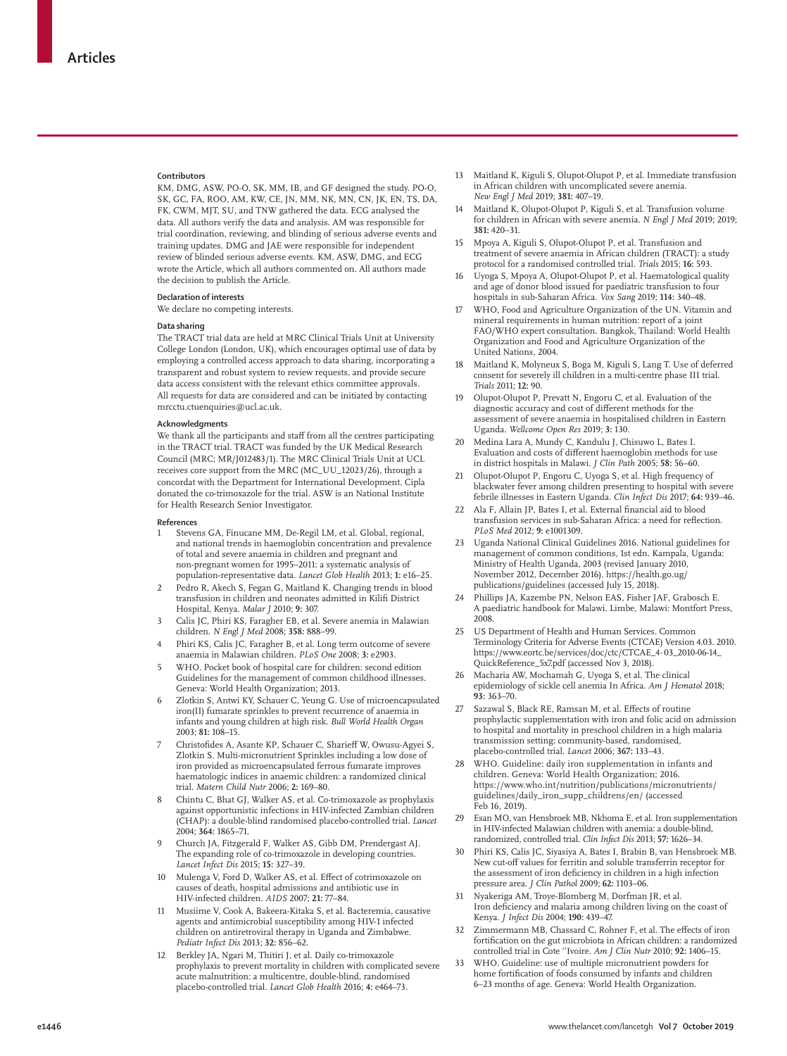### Contributors

KM, DMG, ASW, PO-O, SK, MM, IB, and GF designed the study. PO-O, SK, GC, FA, ROO, AM, KW, CE, JN, MM, NK, MN, CN, JK, EN, TS, DA, FK, CWM, MJT, SU, and TNW gathered the data. ECG analysed the data. All authors verify the data and analysis. AM was responsible for trial coordination, reviewing, and blinding of serious adverse events and training updates. DMG and JAE were responsible for independent review of blinded serious adverse events. KM, ASW, DMG, and ECG wrote the Article, which all authors commented on. All authors made the decision to publish the Article.

### Declaration of interests

We declare no competing interests.

### Data sharing

The TRACT trial data are held at MRC Clinical Trials Unit at University College London (London, UK), which encourages optimal use of data by employing a controlled access approach to data sharing, incorporating a transparent and robust system to review requests, and provide secure data access consistent with the relevant ethics committee approvals. All requests for data are considered and can be initiated by contacting mrcctu.ctuenquiries@ucl.ac.uk.

### Acknowledgments

We thank all the participants and staff from all the centres participating in the TRACT trial. TRACT was funded by the UK Medical Research Council (MRC; MR/J012483/1). The MRC Clinical Trials Unit at UCL receives core support from the MRC (MC_UU_12023/26), through a concordat with the Department for International Development. Cipla donated the co-trimoxazole for the trial. ASW is an National Institute for Health Research Senior Investigator.

### References

1. Stevens GA, Finucane MM, De-Regil LM, et al. Global, regional, and national trends in haemoglobin concentration and prevalence of total and severe anaemia in children and pregnant and non-pregnant women for 1995–2011: a systematic analysis of population-representative data. *Lancet Glob Health* 2013; **1:** e16–25.
2. Pedro R, Akech S, Fegan G, Maitland K. Changing trends in blood transfusion in children and neonates admitted in Kilifi District Hospital, Kenya. *Malar J* 2010; **9:** 307.
3. Calis JC, Phiri KS, Faragher EB, et al. Severe anemia in Malawian children. *N Engl J Med* 2008; **358:** 888–99.
4. Phiri KS, Calis JC, Faragher B, et al. Long term outcome of severe anaemia in Malawian children. *PLoS One* 2008; **3:** e2903.
5. WHO. Pocket book of hospital care for children: second edition Guidelines for the management of common childhood illnesses. Geneva: World Health Organization; 2013.
6. Zlotkin S, Antwi KY, Schauer C, Yeung G. Use of microencapsulated iron(II) fumarate sprinkles to prevent recurrence of anaemia in infants and young children at high risk. *Bull World Health Organ* 2003; **81:** 108–15.
7. Christofides A, Asante KP, Schauer C, Sharieff W, Owusu-Agyei S, Zlotkin S. Multi-micronutrient Sprinkles including a low dose of iron provided as microencapsulated ferrous fumarate improves haematologic indices in anaemic children: a randomized clinical trial. *Matern Child Nutr* 2006; **2:** 169–80.
8. Chintu C, Bhat GJ, Walker AS, et al. Co-trimoxazole as prophylaxis against opportunistic infections in HIV-infected Zambian children (CHAP): a double-blind randomised placebo-controlled trial. *Lancet* 2004; **364:** 1865–71.
9. Church JA, Fitzgerald F, Walker AS, Gibb DM, Prendergast AJ. The expanding role of co-trimoxazole in developing countries. *Lancet Infect Dis* 2015; **15:** 327–39.
10. Mulenga V, Ford D, Walker AS, et al. Effect of cotrimoxazole on causes of death, hospital admissions and antibiotic use in HIV-infected children. *AIDS* 2007; **21:** 77–84.
11. Musiime V, Cook A, Bakeera-Kitaka S, et al. Bacteremia, causative agents and antimicrobial susceptibility among HIV-1 infected children on antiretroviral therapy in Uganda and Zimbabwe. *Pediatr Infect Dis* 2013; **32:** 856–62.
12. Berkley JA, Ngari M, Thitiri J, et al. Daily co-trimoxazole prophylaxis to prevent mortality in children with complicated severe acute malnutrition: a multicentre, double-blind, randomised placebo-controlled trial. *Lancet Glob Health* 2016; **4:** e464–73.
13. Maitland K, Kiguli S, Olupot-Olupot P, et al. Immediate transfusion in African children with uncomplicated severe anemia. *New Engl J Med* 2019; **381:** 407–19.
14. Maitland K, Olupot-Olupot P, Kiguli S, et al. Transfusion volume for children in African with severe anemia. *N Engl J Med* 2019; 2019; **381:** 420–31.
15. Mpoya A, Kiguli S, Olupot-Olupot P, et al. Transfusion and treatment of severe anaemia in African children (TRACT): a study protocol for a randomised controlled trial. *Trials* 2015; **16:** 593.
16. Uyoga S, Mpoya A, Olupot-Olupot P, et al. Haematological quality and age of donor blood issued for paediatric transfusion to four hospitals in sub-Saharan Africa. *Vox Sang* 2019; **114:** 340–48.
17. WHO, Food and Agriculture Organization of the UN. Vitamin and mineral requirements in human nutrition: report of a joint FAO/WHO expert consultation. Bangkok, Thailand: World Health Organization and Food and Agriculture Organization of the United Nations, 2004.
18. Maitland K, Molyneux S, Boga M, Kiguli S, Lang T. Use of deferred consent for severely ill children in a multi-centre phase III trial. *Trials* 2011; **12:** 90.
19. Olupot-Olupot P, Prevatt N, Engoru C, et al. Evaluation of the diagnostic accuracy and cost of different methods for the assessment of severe anaemia in hospitalised children in Eastern Uganda. *Wellcome Open Res* 2019; **3:** 130.
20. Medina Lara A, Mundy C, Kandulu J, Chisuwo L, Bates I. Evaluation and costs of different haemoglobin methods for use in district hospitals in Malawi. *J Clin Path* 2005; **58:** 56–60.
21. Olupot-Olupot P, Engoru C, Uyoga S, et al. High frequency of blackwater fever among children presenting to hospital with severe febrile illnesses in Eastern Uganda. *Clin Infect Dis* 2017; **64:** 939–46.
22. Ala F, Allain JP, Bates I, et al. External financial aid to blood transfusion services in sub-Saharan Africa: a need for reflection. *PLoS Med* 2012; **9:** e1001309.
23. Uganda National Clinical Guidelines 2016. National guidelines for management of common conditions, 1st edn. Kampala, Uganda: Ministry of Health Uganda, 2003 (revised January 2010, November 2012, December 2016). https://health.go.ug/publications/guidelines (accessed July 15, 2018).
24. Phillips JA, Kazembe PN, Nelson EAS, Fisher JAF, Grabosch E. A paediatric handbook for Malawi. Limbe, Malawi: Montfort Press, 2008.
25. US Department of Health and Human Services. Common Terminology Criteria for Adverse Events (CTCAE) Version 4.03. 2010. https://www.eortc.be/services/doc/ctc/CTCAE_4·03_2010-06-14_QuickReference_5x7.pdf (accessed Nov 3, 2018).
26. Macharia AW, Mochamah G, Uyoga S, et al. The clinical epidemiology of sickle cell anemia In Africa. *Am J Hematol* 2018; **93:** 363–70.
27. Sazawal S, Black RE, Ramsan M, et al. Effects of routine prophylactic supplementation with iron and folic acid on admission to hospital and mortality in preschool children in a high malaria transmission setting: community-based, randomised, placebo-controlled trial. *Lancet* 2006; **367:** 133–43.
28. WHO. Guideline: daily iron supplementation in infants and children. Geneva: World Health Organization; 2016. https://www.who.int/nutrition/publications/micronutrients/guidelines/daily_iron_supp_childrens/en/ (accessed Feb 16, 2019).
29. Esan MO, van Hensbroek MB, Nkhoma E, et al. Iron supplementation in HIV-infected Malawian children with anemia: a double-blind, randomized, controlled trial. *Clin Infect Dis* 2013; **57:** 1626–34.
30. Phiri KS, Calis JC, Siyasiya A, Bates I, Brabin B, van Hensbroek MB. New cut-off values for ferritin and soluble transferrin receptor for the assessment of iron deficiency in children in a high infection pressure area. *J Clin Pathol* 2009; **62:** 1103–06.
31. Nyakeriga AM, Troye-Blomberg M, Dorfman JR, et al. Iron deficiency and malaria among children living on the coast of Kenya. *J Infect Dis* 2004; **190:** 439–47.
32. Zimmermann MB, Chassard C, Rohner F, et al. The effects of iron fortification on the gut microbiota in African children: a randomized controlled trial in Cote ''Ivoire. *Am J Clin Nutr* 2010; **92:** 1406–15.
33. WHO. Guideline: use of multiple micronutrient powders for home fortification of foods consumed by infants and children 6–23 months of age. Geneva: World Health Organization.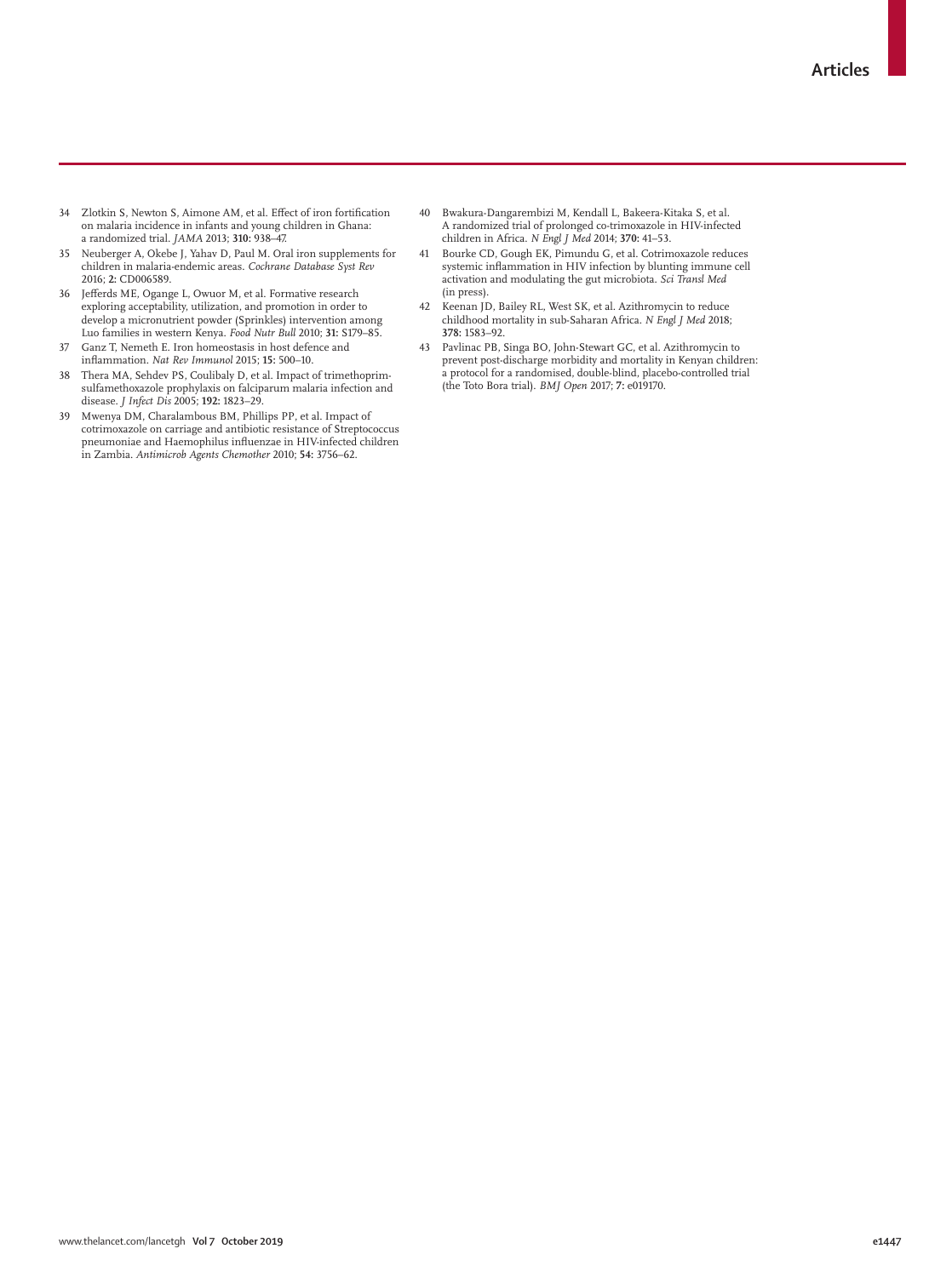34 Zlotkin S, Newton S, Aimone AM, et al. Effect of iron fortification on malaria incidence in infants and young children in Ghana: a randomized trial. *JAMA* 2013; **310:** 938–47.

35 Neuberger A, Okebe J, Yahav D, Paul M. Oral iron supplements for children in malaria-endemic areas. *Cochrane Database Syst Rev* 2016; **2:** CD006589.

36 Jefferds ME, Ogange L, Owuor M, et al. Formative research exploring acceptability, utilization, and promotion in order to develop a micronutrient powder (Sprinkles) intervention among Luo families in western Kenya. *Food Nutr Bull* 2010; **31:** S179–85.

37 Ganz T, Nemeth E. Iron homeostasis in host defence and inflammation. *Nat Rev Immunol* 2015; **15:** 500–10.

38 Thera MA, Sehdev PS, Coulibaly D, et al. Impact of trimethoprim-sulfamethoxazole prophylaxis on falciparum malaria infection and disease. *J Infect Dis* 2005; **192:** 1823–29.

39 Mwenya DM, Charalambous BM, Phillips PP, et al. Impact of cotrimoxazole on carriage and antibiotic resistance of Streptococcus pneumoniae and Haemophilus influenzae in HIV-infected children in Zambia. *Antimicrob Agents Chemother* 2010; **54:** 3756–62.

40 Bwakura-Dangarembizi M, Kendall L, Bakeera-Kitaka S, et al. A randomized trial of prolonged co-trimoxazole in HIV-infected children in Africa. *N Engl J Med* 2014; **370:** 41–53.

41 Bourke CD, Gough EK, Pimundu G, et al. Cotrimoxazole reduces systemic inflammation in HIV infection by blunting immune cell activation and modulating the gut microbiota. *Sci Transl Med* (in press).

42 Keenan JD, Bailey RL, West SK, et al. Azithromycin to reduce childhood mortality in sub-Saharan Africa. *N Engl J Med* 2018; **378:** 1583–92.

43 Pavlinac PB, Singa BO, John-Stewart GC, et al. Azithromycin to prevent post-discharge morbidity and mortality in Kenyan children: a protocol for a randomised, double-blind, placebo-controlled trial (the Toto Bora trial). *BMJ Open* 2017; **7:** e019170.